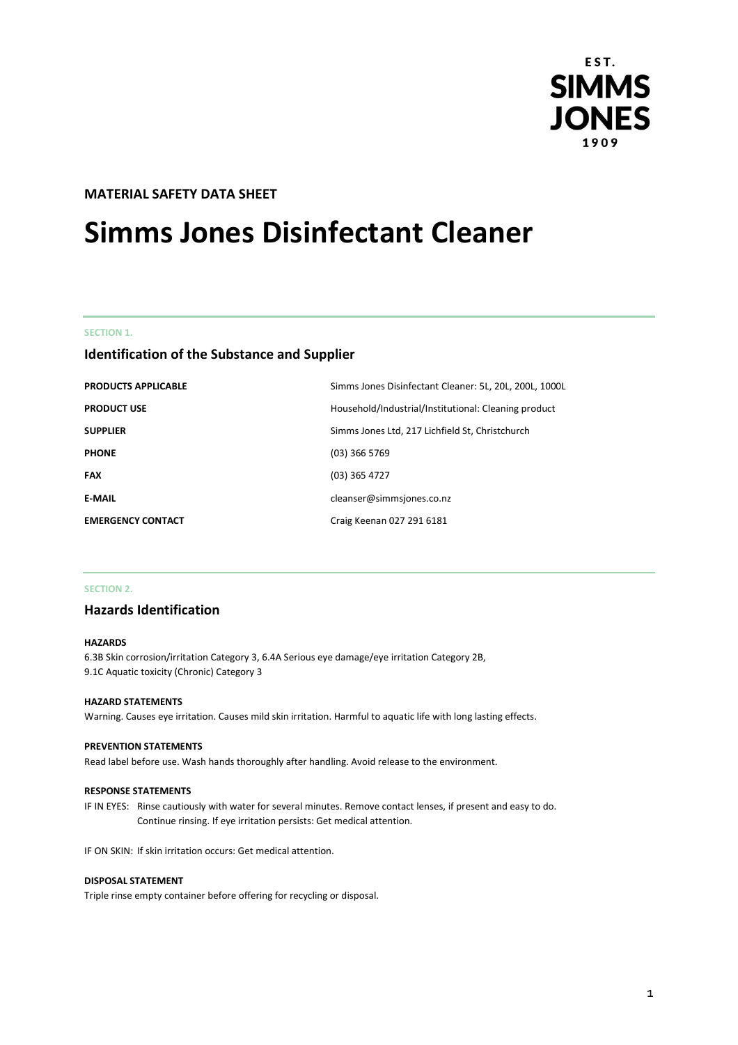EST. SIMMS JONES 1909

**MATERIAL SAFETY DATA SHEET**

# Simms Jones Disinfectant Cleaner

SECTION 1.

## Identification of the Substance and Supplier

| | |
|---|---|
| **PRODUCTS APPLICABLE** | Simms Jones Disinfectant Cleaner: 5L, 20L, 200L, 1000L |
| **PRODUCT USE** | Household/Industrial/Institutional: Cleaning product |
| **SUPPLIER** | Simms Jones Ltd, 217 Lichfield St, Christchurch |
| **PHONE** | (03) 366 5769 |
| **FAX** | (03) 365 4727 |
| **E-MAIL** | cleanser@simmsjones.co.nz |
| **EMERGENCY CONTACT** | Craig Keenan 027 291 6181 |

SECTION 2.

## Hazards Identification

**HAZARDS**

6.3B Skin corrosion/irritation Category 3, 6.4A Serious eye damage/eye irritation Category 2B,
9.1C Aquatic toxicity (Chronic) Category 3

**HAZARD STATEMENTS**

Warning. Causes eye irritation. Causes mild skin irritation. Harmful to aquatic life with long lasting effects.

**PREVENTION STATEMENTS**

Read label before use. Wash hands thoroughly after handling. Avoid release to the environment.

**RESPONSE STATEMENTS**

IF IN EYES: Rinse cautiously with water for several minutes. Remove contact lenses, if present and easy to do. Continue rinsing. If eye irritation persists: Get medical attention.

IF ON SKIN: If skin irritation occurs: Get medical attention.

**DISPOSAL STATEMENT**

Triple rinse empty container before offering for recycling or disposal.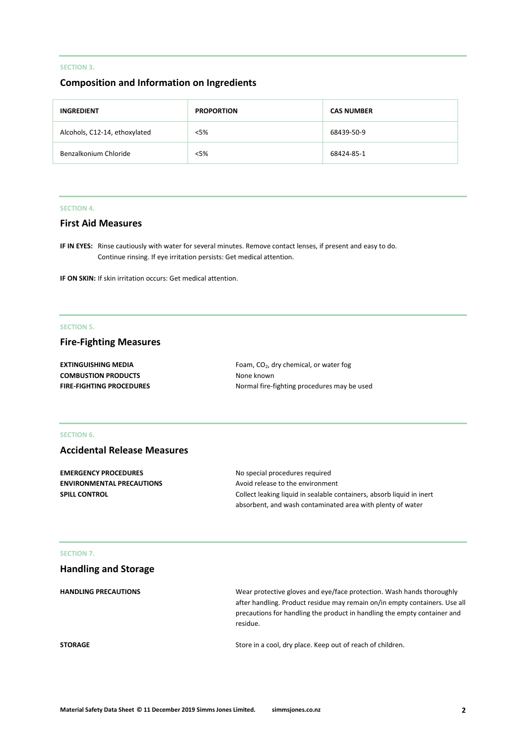SECTION 3.

## Composition and Information on Ingredients

| INGREDIENT | PROPORTION | CAS NUMBER |
| --- | --- | --- |
| Alcohols, C12-14, ethoxylated | <5% | 68439-50-9 |
| Benzalkonium Chloride | <5% | 68424-85-1 |

SECTION 4.

## First Aid Measures

**IF IN EYES:** Rinse cautiously with water for several minutes. Remove contact lenses, if present and easy to do. Continue rinsing. If eye irritation persists: Get medical attention.

**IF ON SKIN:** If skin irritation occurs: Get medical attention.

SECTION 5.

## Fire-Fighting Measures

**EXTINGUISHING MEDIA** Foam, $CO_2$, dry chemical, or water fog

**COMBUSTION PRODUCTS** None known

**FIRE-FIGHTING PROCEDURES** Normal fire-fighting procedures may be used

SECTION 6.

## Accidental Release Measures

**EMERGENCY PROCEDURES** No special procedures required

**ENVIRONMENTAL PRECAUTIONS** Avoid release to the environment

**SPILL CONTROL** Collect leaking liquid in sealable containers, absorb liquid in inert absorbent, and wash contaminated area with plenty of water

SECTION 7.

## Handling and Storage

**HANDLING PRECAUTIONS** Wear protective gloves and eye/face protection. Wash hands thoroughly after handling. Product residue may remain on/in empty containers. Use all precautions for handling the product in handling the empty container and residue.

**STORAGE** Store in a cool, dry place. Keep out of reach of children.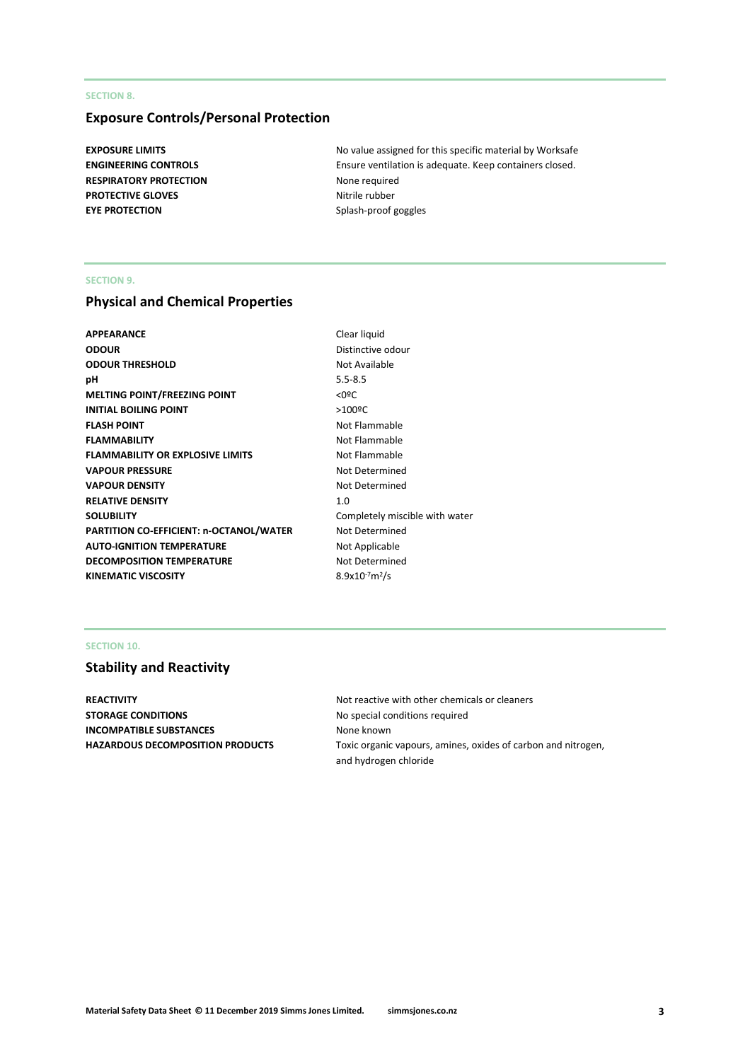SECTION 8.

## Exposure Controls/Personal Protection

| | |
|---|---|
| **EXPOSURE LIMITS** | No value assigned for this specific material by Worksafe |
| **ENGINEERING CONTROLS** | Ensure ventilation is adequate. Keep containers closed. |
| **RESPIRATORY PROTECTION** | None required |
| **PROTECTIVE GLOVES** | Nitrile rubber |
| **EYE PROTECTION** | Splash-proof goggles |

SECTION 9.

## Physical and Chemical Properties

| | |
|---|---|
| **APPEARANCE** | Clear liquid |
| **ODOUR** | Distinctive odour |
| **ODOUR THRESHOLD** | Not Available |
| **pH** | 5.5-8.5 |
| **MELTING POINT/FREEZING POINT** | <0ºC |
| **INITIAL BOILING POINT** | >100ºC |
| **FLASH POINT** | Not Flammable |
| **FLAMMABILITY** | Not Flammable |
| **FLAMMABILITY OR EXPLOSIVE LIMITS** | Not Flammable |
| **VAPOUR PRESSURE** | Not Determined |
| **VAPOUR DENSITY** | Not Determined |
| **RELATIVE DENSITY** | 1.0 |
| **SOLUBILITY** | Completely miscible with water |
| **PARTITION CO-EFFICIENT: n-OCTANOL/WATER** | Not Determined |
| **AUTO-IGNITION TEMPERATURE** | Not Applicable |
| **DECOMPOSITION TEMPERATURE** | Not Determined |
| **KINEMATIC VISCOSITY** | $8.9x10^{-7}m^2/s$ |

SECTION 10.

## Stability and Reactivity

| | |
|---|---|
| **REACTIVITY** | Not reactive with other chemicals or cleaners |
| **STORAGE CONDITIONS** | No special conditions required |
| **INCOMPATIBLE SUBSTANCES** | None known |
| **HAZARDOUS DECOMPOSITION PRODUCTS** | Toxic organic vapours, amines, oxides of carbon and nitrogen, and hydrogen chloride |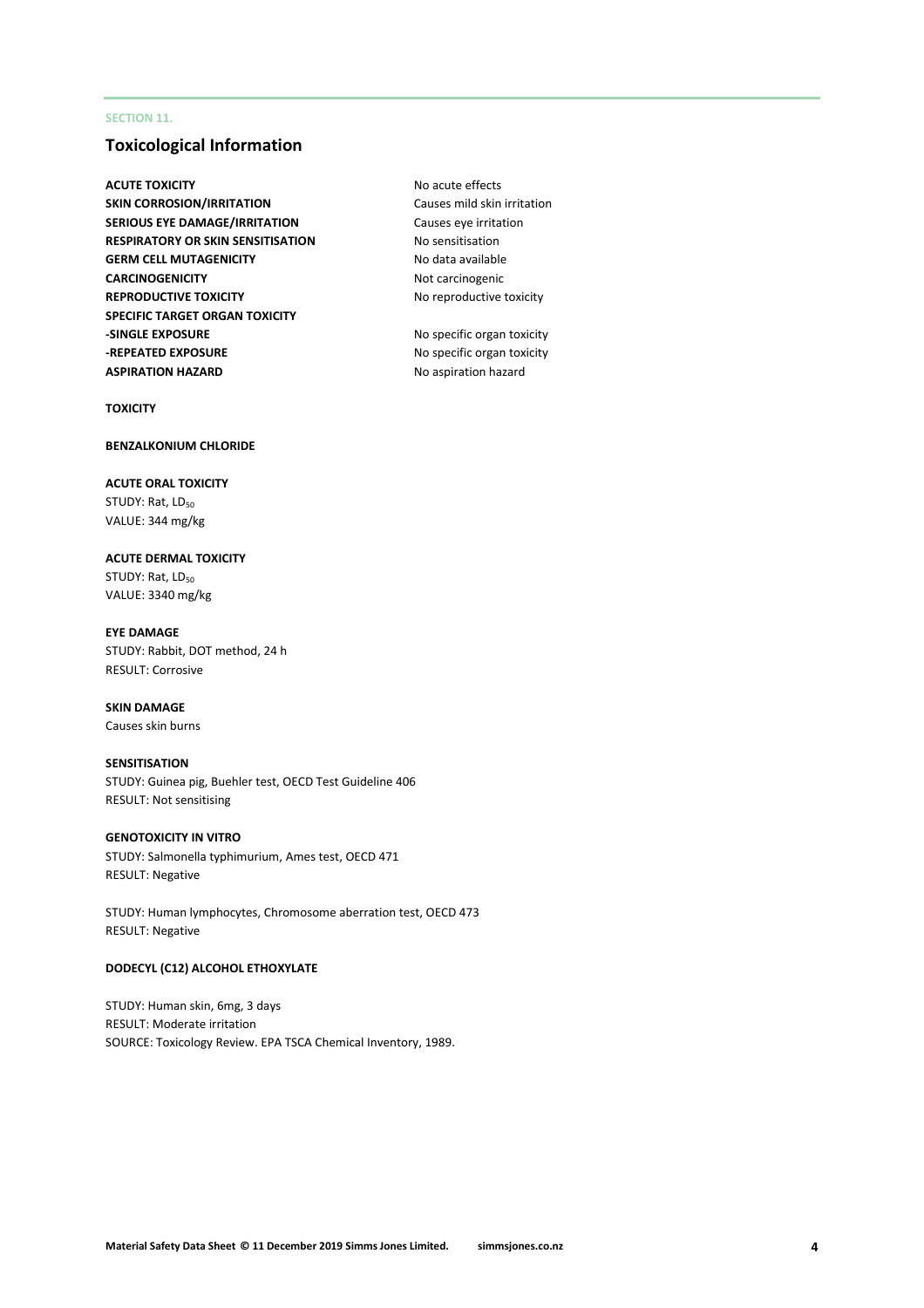SECTION 11.

## Toxicological Information

| | |
|---|---|
| **ACUTE TOXICITY** | No acute effects |
| **SKIN CORROSION/IRRITATION** | Causes mild skin irritation |
| **SERIOUS EYE DAMAGE/IRRITATION** | Causes eye irritation |
| **RESPIRATORY OR SKIN SENSITISATION** | No sensitisation |
| **GERM CELL MUTAGENICITY** | No data available |
| **CARCINOGENICITY** | Not carcinogenic |
| **REPRODUCTIVE TOXICITY** | No reproductive toxicity |
| **SPECIFIC TARGET ORGAN TOXICITY** | |
| **-SINGLE EXPOSURE** | No specific organ toxicity |
| **-REPEATED EXPOSURE** | No specific organ toxicity |
| **ASPIRATION HAZARD** | No aspiration hazard |

**TOXICITY**

**BENZALKONIUM CHLORIDE**

**ACUTE ORAL TOXICITY**
STUDY: Rat, $LD_{50}$
VALUE: 344 mg/kg

**ACUTE DERMAL TOXICITY**
STUDY: Rat, $LD_{50}$
VALUE: 3340 mg/kg

**EYE DAMAGE**
STUDY: Rabbit, DOT method, 24 h
RESULT: Corrosive

**SKIN DAMAGE**
Causes skin burns

**SENSITISATION**
STUDY: Guinea pig, Buehler test, OECD Test Guideline 406
RESULT: Not sensitising

**GENOTOXICITY IN VITRO**
STUDY: Salmonella typhimurium, Ames test, OECD 471
RESULT: Negative

STUDY: Human lymphocytes, Chromosome aberration test, OECD 473
RESULT: Negative

**DODECYL (C12) ALCOHOL ETHOXYLATE**

STUDY: Human skin, 6mg, 3 days
RESULT: Moderate irritation
SOURCE: Toxicology Review. EPA TSCA Chemical Inventory, 1989.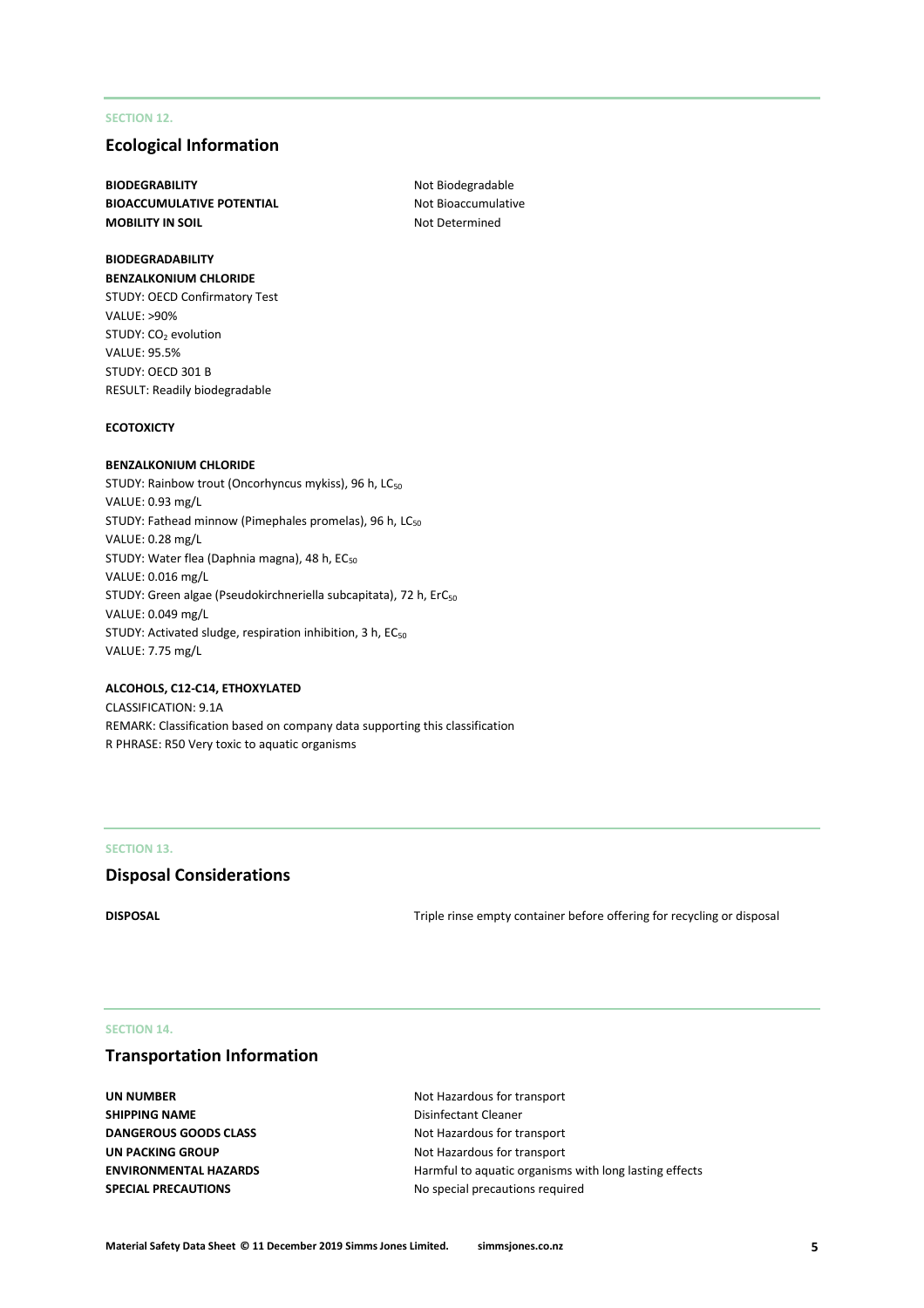SECTION 12.

## Ecological Information

| | |
|---|---|
| **BIODEGRABILITY** | Not Biodegradable |
| **BIOACCUMULATIVE POTENTIAL** | Not Bioaccumulative |
| **MOBILITY IN SOIL** | Not Determined |

**BIODEGRADABILITY**
**BENZALKONIUM CHLORIDE**
STUDY: OECD Confirmatory Test
VALUE: >90%
STUDY: $CO_2$ evolution
VALUE: 95.5%
STUDY: OECD 301 B
RESULT: Readily biodegradable

**ECOTOXICTY**

**BENZALKONIUM CHLORIDE**
STUDY: Rainbow trout (Oncorhyncus mykiss), 96 h, $LC_{50}$
VALUE: 0.93 mg/L
STUDY: Fathead minnow (Pimephales promelas), 96 h, $LC_{50}$
VALUE: 0.28 mg/L
STUDY: Water flea (Daphnia magna), 48 h, $EC_{50}$
VALUE: 0.016 mg/L
STUDY: Green algae (Pseudokirchneriella subcapitata), 72 h, $ErC_{50}$
VALUE: 0.049 mg/L
STUDY: Activated sludge, respiration inhibition, 3 h, $EC_{50}$
VALUE: 7.75 mg/L

**ALCOHOLS, C12-C14, ETHOXYLATED**
CLASSIFICATION: 9.1A
REMARK: Classification based on company data supporting this classification
R PHRASE: R50 Very toxic to aquatic organisms

SECTION 13.

## Disposal Considerations

| | |
|---|---|
| **DISPOSAL** | Triple rinse empty container before offering for recycling or disposal |

SECTION 14.

## Transportation Information

| | |
|---|---|
| **UN NUMBER** | Not Hazardous for transport |
| **SHIPPING NAME** | Disinfectant Cleaner |
| **DANGEROUS GOODS CLASS** | Not Hazardous for transport |
| **UN PACKING GROUP** | Not Hazardous for transport |
| **ENVIRONMENTAL HAZARDS** | Harmful to aquatic organisms with long lasting effects |
| **SPECIAL PRECAUTIONS** | No special precautions required |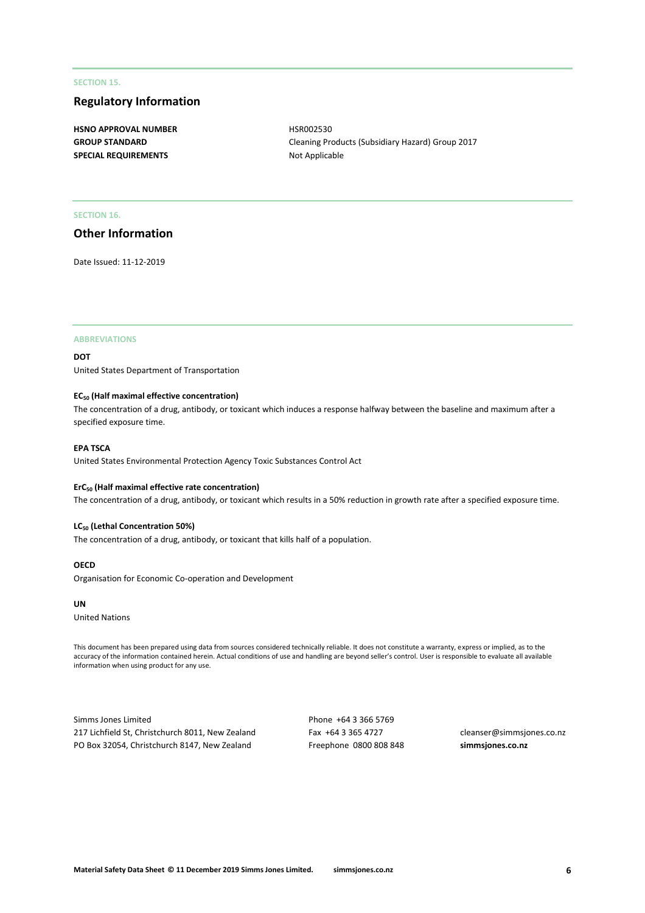SECTION 15.

## Regulatory Information

| | |
|---|---|
| **HSNO APPROVAL NUMBER** | HSR002530 |
| **GROUP STANDARD** | Cleaning Products (Subsidiary Hazard) Group 2017 |
| **SPECIAL REQUIREMENTS** | Not Applicable |

SECTION 16.

## Other Information

Date Issued: 11-12-2019

### ABBREVIATIONS

**DOT**
United States Department of Transportation

**$EC_{50}$ (Half maximal effective concentration)**
The concentration of a drug, antibody, or toxicant which induces a response halfway between the baseline and maximum after a specified exposure time.

**EPA TSCA**
United States Environmental Protection Agency Toxic Substances Control Act

**$ErC_{50}$ (Half maximal effective rate concentration)**
The concentration of a drug, antibody, or toxicant which results in a 50% reduction in growth rate after a specified exposure time.

**$LC_{50}$ (Lethal Concentration 50%)**
The concentration of a drug, antibody, or toxicant that kills half of a population.

**OECD**
Organisation for Economic Co-operation and Development

**UN**
United Nations

This document has been prepared using data from sources considered technically reliable. It does not constitute a warranty, express or implied, as to the accuracy of the information contained herein. Actual conditions of use and handling are beyond seller's control. User is responsible to evaluate all available information when using product for any use.

Simms Jones Limited
217 Lichfield St, Christchurch 8011, New Zealand
PO Box 32054, Christchurch 8147, New Zealand

Phone +64 3 366 5769
Fax +64 3 365 4727
Freephone 0800 808 848

cleanser@simmsjones.co.nz
**simmsjones.co.nz**